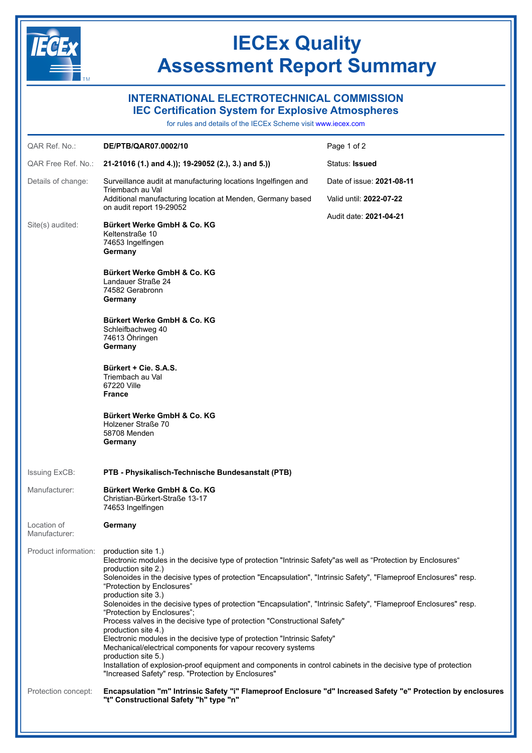# IECEx Quality Assessment Report Summary

## INTERNATIONAL ELECTROTECHNICAL COMMISSION
## IEC Certification System for Explosive Atmospheres

for rules and details of the IECEx Scheme visit www.iecex.com

| | | |
|---|---|---|
| QAR Ref. No.: | **DE/PTB/QAR07.0002/10** | Page 1 of 2 |
| QAR Free Ref. No.: | **21-21016 (1.) and 4.)); 19-29052 (2.), 3.) and 5.))** | Status: **Issued** |
| Details of change: | Surveillance audit at manufacturing locations Ingelfingen and Triembach au Val<br>Additional manufacturing location at Menden, Germany based on audit report 19-29052 | Date of issue: **2021-08-11**<br>Valid until: **2022-07-22**<br>Audit date: **2021-04-21** |

**Site(s) audited:**

**Bürkert Werke GmbH & Co. KG**
Keltenstraße 10
74653 Ingelfingen
**Germany**

**Bürkert Werke GmbH & Co. KG**
Landauer Straße 24
74582 Gerabronn
**Germany**

**Bürkert Werke GmbH & Co. KG**
Schleifbachweg 40
74613 Öhringen
**Germany**

**Bürkert + Cie. S.A.S.**
Triembach au Val
67220 Ville
**France**

**Bürkert Werke GmbH & Co. KG**
Holzener Straße 70
58708 Menden
**Germany**

**Issuing ExCB:** **PTB - Physikalisch-Technische Bundesanstalt (PTB)**

**Manufacturer:** **Bürkert Werke GmbH & Co. KG**
Christian-Bürkert-Straße 13-17
74653 Ingelfingen

**Location of Manufacturer:** **Germany**

**Product information:**
production site 1.)
Electronic modules in the decisive type of protection "Intrinsic Safety"as well as “Protection by Enclosures“
production site 2.)
Solenoides in the decisive types of protection "Encapsulation", "Intrinsic Safety", "Flameproof Enclosures" resp. “Protection by Enclosures”
production site 3.)
Solenoides in the decisive types of protection "Encapsulation", "Intrinsic Safety", "Flameproof Enclosures" resp. “Protection by Enclosures”;
Process valves in the decisive type of protection "Constructional Safety"
production site 4.)
Electronic modules in the decisive type of protection "Intrinsic Safety"
Mechanical/electrical components for vapour recovery systems
production site 5.)
Installation of explosion-proof equipment and components in control cabinets in the decisive type of protection "Increased Safety" resp. "Protection by Enclosures"

**Protection concept:** **Encapsulation "m" Intrinsic Safety "i" Flameproof Enclosure "d" Increased Safety "e" Protection by enclosures "t" Constructional Safety "h" type "n"**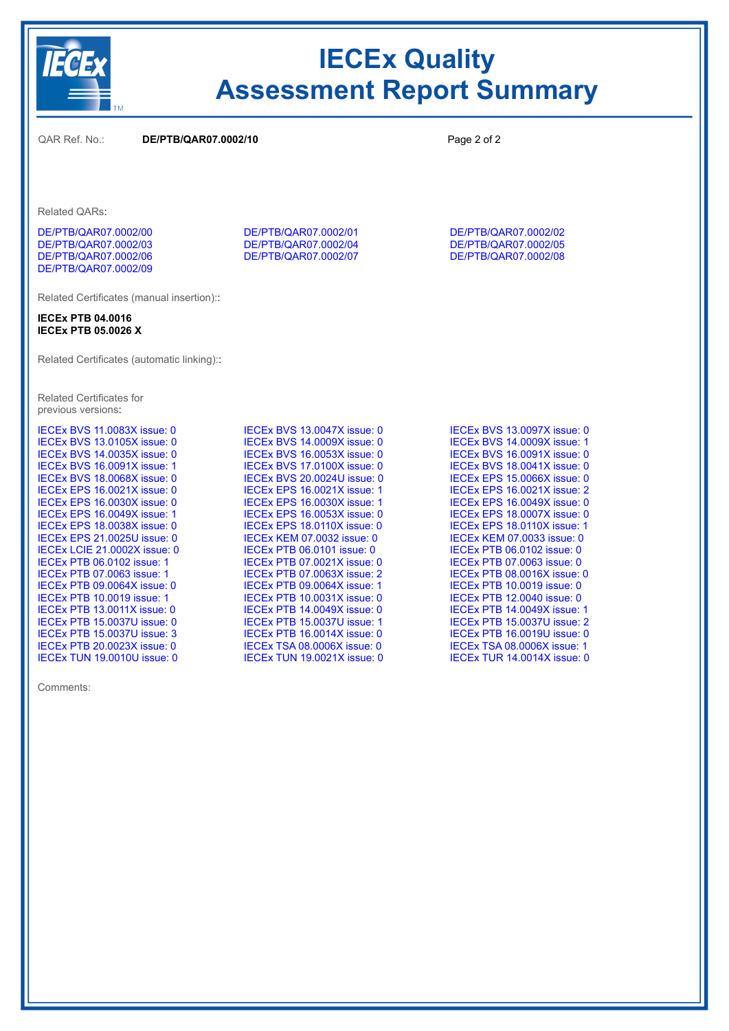# IECEx Quality Assessment Report Summary

QAR Ref. No.: **DE/PTB/QAR07.0002/10**

Related QARs:

DE/PTB/QAR07.0002/00
DE/PTB/QAR07.0002/01
DE/PTB/QAR07.0002/02
DE/PTB/QAR07.0002/03
DE/PTB/QAR07.0002/04
DE/PTB/QAR07.0002/05
DE/PTB/QAR07.0002/06
DE/PTB/QAR07.0002/07
DE/PTB/QAR07.0002/08
DE/PTB/QAR07.0002/09

Related Certificates (manual insertion)::

**IECEx PTB 04.0016**
**IECEx PTB 05.0026 X**

Related Certificates (automatic linking)::

Related Certificates for previous versions:

IECEx BVS 11.0083X issue: 0
IECEx BVS 13.0047X issue: 0
IECEx BVS 13.0097X issue: 0
IECEx BVS 13.0105X issue: 0
IECEx BVS 14.0009X issue: 0
IECEx BVS 14.0009X issue: 1
IECEx BVS 14.0035X issue: 0
IECEx BVS 16.0053X issue: 0
IECEx BVS 16.0091X issue: 0
IECEx BVS 16.0091X issue: 1
IECEx BVS 17.0100X issue: 0
IECEx BVS 18.0041X issue: 0
IECEx BVS 18.0068X issue: 0
IECEx BVS 20.0024U issue: 0
IECEx EPS 15.0066X issue: 0
IECEx EPS 16.0021X issue: 0
IECEx EPS 16.0021X issue: 1
IECEx EPS 16.0021X issue: 2
IECEx EPS 16.0030X issue: 0
IECEx EPS 16.0030X issue: 1
IECEx EPS 16.0049X issue: 0
IECEx EPS 16.0049X issue: 1
IECEx EPS 16.0053X issue: 0
IECEx EPS 18.0007X issue: 0
IECEx EPS 18.0038X issue: 0
IECEx EPS 18.0110X issue: 0
IECEx EPS 18.0110X issue: 1
IECEx EPS 21.0025U issue: 0
IECEx KEM 07.0032 issue: 0
IECEx KEM 07.0033 issue: 0
IECEx LCIE 21.0002X issue: 0
IECEx PTB 06.0101 issue: 0
IECEx PTB 06.0102 issue: 0
IECEx PTB 06.0102 issue: 1
IECEx PTB 07.0021X issue: 0
IECEx PTB 07.0063 issue: 0
IECEx PTB 07.0063 issue: 1
IECEx PTB 07.0063X issue: 2
IECEx PTB 08.0016X issue: 0
IECEx PTB 09.0064X issue: 0
IECEx PTB 09.0064X issue: 1
IECEx PTB 10.0019 issue: 0
IECEx PTB 10.0019 issue: 1
IECEx PTB 10.0031X issue: 0
IECEx PTB 12.0040 issue: 0
IECEx PTB 13.0011X issue: 0
IECEx PTB 14.0049X issue: 0
IECEx PTB 14.0049X issue: 1
IECEx PTB 15.0037U issue: 0
IECEx PTB 15.0037U issue: 1
IECEx PTB 15.0037U issue: 2
IECEx PTB 15.0037U issue: 3
IECEx PTB 16.0014X issue: 0
IECEx PTB 16.0019U issue: 0
IECEx PTB 20.0023X issue: 0
IECEx TSA 08.0006X issue: 0
IECEx TSA 08.0006X issue: 1
IECEx TUN 19.0010U issue: 0
IECEx TUN 19.0021X issue: 0
IECEx TUR 14.0014X issue: 0

Comments: